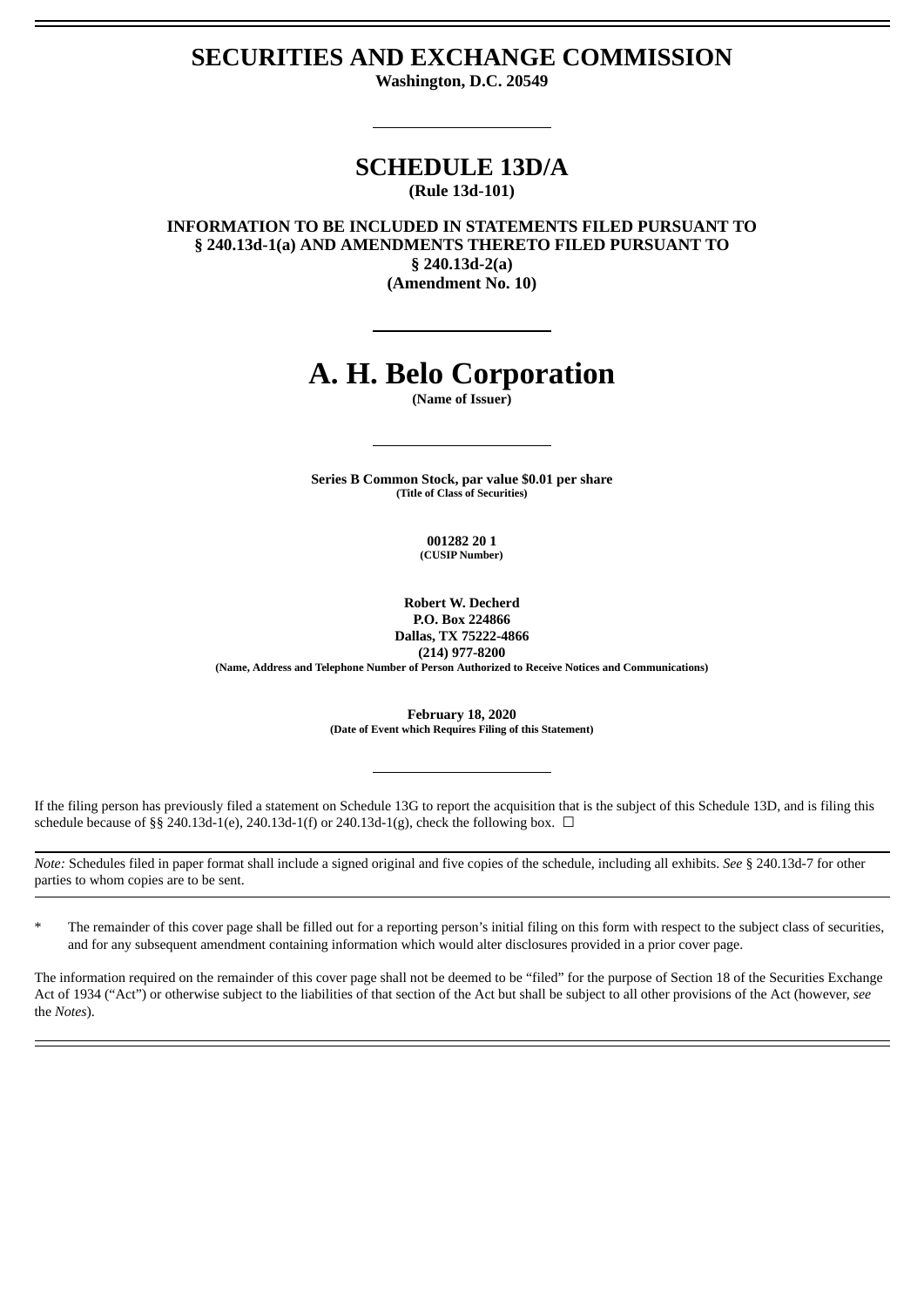# SECURITIES AND EXCHANGE COMMISSION

**Washington, D.C. 20549**

---

# SCHEDULE 13D/A

**(Rule 13d-101)**

**INFORMATION TO BE INCLUDED IN STATEMENTS FILED PURSUANT TO § 240.13d-1(a) AND AMENDMENTS THERETO FILED PURSUANT TO § 240.13d-2(a)**
**(Amendment No. 10)**

---

# A. H. Belo Corporation

**(Name of Issuer)**

---

**Series B Common Stock, par value $0.01 per share**
**(Title of Class of Securities)**

**001282 20 1**
**(CUSIP Number)**

**Robert W. Decherd**
**P.O. Box 224866**
**Dallas, TX 75222-4866**
**(214) 977-8200**
**(Name, Address and Telephone Number of Person Authorized to Receive Notices and Communications)**

**February 18, 2020**
**(Date of Event which Requires Filing of this Statement)**

---

If the filing person has previously filed a statement on Schedule 13G to report the acquisition that is the subject of this Schedule 13D, and is filing this schedule because of §§ 240.13d-1(e), 240.13d-1(f) or 240.13d-1(g), check the following box. ☐

*Note:* Schedules filed in paper format shall include a signed original and five copies of the schedule, including all exhibits. *See* § 240.13d-7 for other parties to whom copies are to be sent.

\* The remainder of this cover page shall be filled out for a reporting person's initial filing on this form with respect to the subject class of securities, and for any subsequent amendment containing information which would alter disclosures provided in a prior cover page.

The information required on the remainder of this cover page shall not be deemed to be "filed" for the purpose of Section 18 of the Securities Exchange Act of 1934 ("Act") or otherwise subject to the liabilities of that section of the Act but shall be subject to all other provisions of the Act (however, *see* the *Notes*).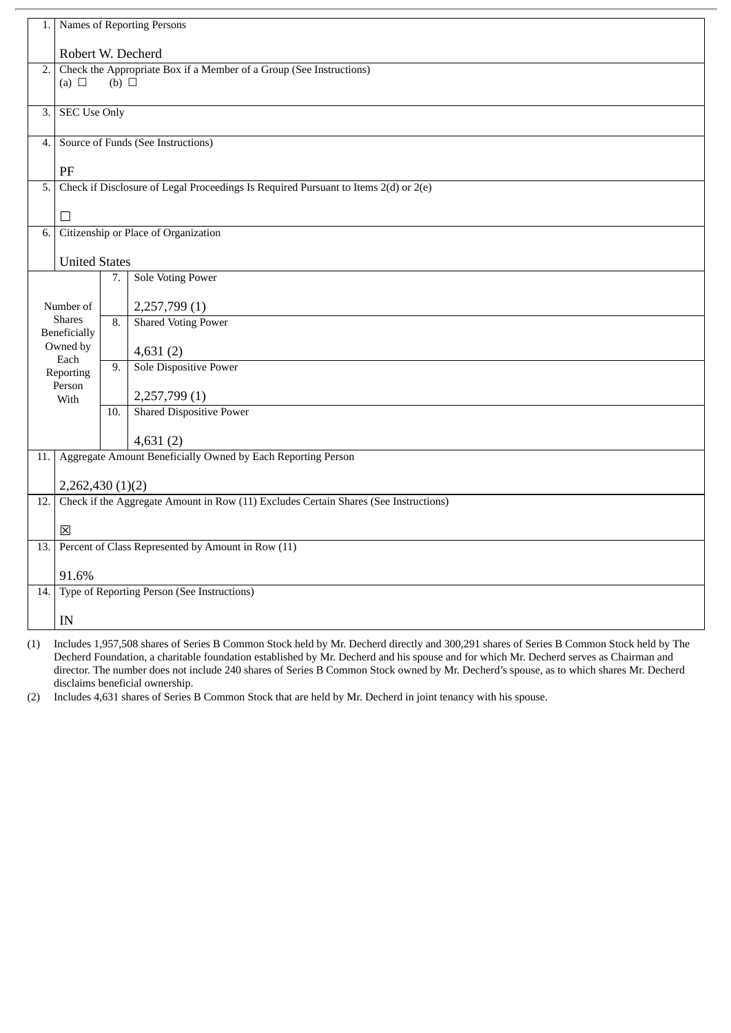| | | | |
|---|---|---|---|
| 1. | Names of Reporting Persons<br><br>Robert W. Decherd | | |
| 2. | Check the Appropriate Box if a Member of a Group (See Instructions)<br>(a) ☐ (b) ☐ | | |
| 3. | SEC Use Only | | |
| 4. | Source of Funds (See Instructions)<br><br>PF | | |
| 5. | Check if Disclosure of Legal Proceedings Is Required Pursuant to Items 2(d) or 2(e)<br><br>☐ | | |
| 6. | Citizenship or Place of Organization<br><br>United States | | |
| Number of Shares Beneficially Owned by Each Reporting Person With | | 7. | Sole Voting Power<br><br>2,257,799 (1) |
| | | 8. | Shared Voting Power<br><br>4,631 (2) |
| | | 9. | Sole Dispositive Power<br><br>2,257,799 (1) |
| | | 10. | Shared Dispositive Power<br><br>4,631 (2) |
| 11. | Aggregate Amount Beneficially Owned by Each Reporting Person<br><br>2,262,430 (1)(2) | | |
| 12. | Check if the Aggregate Amount in Row (11) Excludes Certain Shares (See Instructions)<br><br>☒ | | |
| 13. | Percent of Class Represented by Amount in Row (11)<br><br>91.6% | | |
| 14. | Type of Reporting Person (See Instructions)<br><br>IN | | |

(1) Includes 1,957,508 shares of Series B Common Stock held by Mr. Decherd directly and 300,291 shares of Series B Common Stock held by The Decherd Foundation, a charitable foundation established by Mr. Decherd and his spouse and for which Mr. Decherd serves as Chairman and director. The number does not include 240 shares of Series B Common Stock owned by Mr. Decherd's spouse, as to which shares Mr. Decherd disclaims beneficial ownership.

(2) Includes 4,631 shares of Series B Common Stock that are held by Mr. Decherd in joint tenancy with his spouse.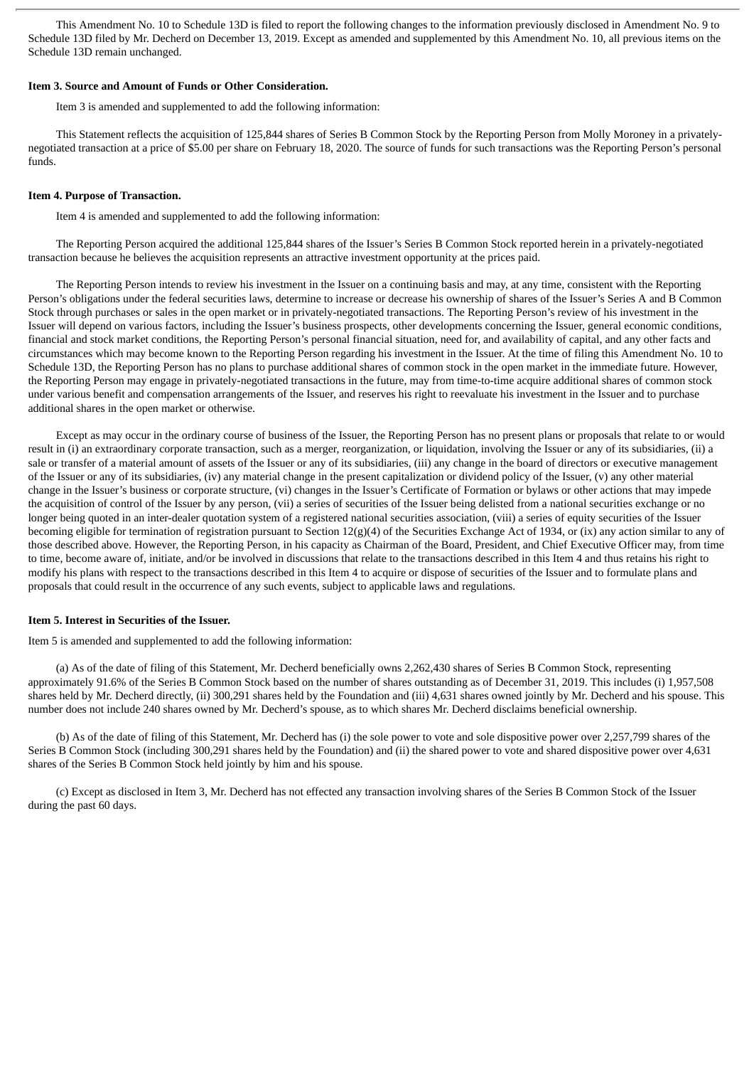This Amendment No. 10 to Schedule 13D is filed to report the following changes to the information previously disclosed in Amendment No. 9 to Schedule 13D filed by Mr. Decherd on December 13, 2019. Except as amended and supplemented by this Amendment No. 10, all previous items on the Schedule 13D remain unchanged.

**Item 3. Source and Amount of Funds or Other Consideration.**

Item 3 is amended and supplemented to add the following information:

This Statement reflects the acquisition of 125,844 shares of Series B Common Stock by the Reporting Person from Molly Moroney in a privately-negotiated transaction at a price of $5.00 per share on February 18, 2020. The source of funds for such transactions was the Reporting Person's personal funds.

**Item 4. Purpose of Transaction.**

Item 4 is amended and supplemented to add the following information:

The Reporting Person acquired the additional 125,844 shares of the Issuer's Series B Common Stock reported herein in a privately-negotiated transaction because he believes the acquisition represents an attractive investment opportunity at the prices paid.

The Reporting Person intends to review his investment in the Issuer on a continuing basis and may, at any time, consistent with the Reporting Person's obligations under the federal securities laws, determine to increase or decrease his ownership of shares of the Issuer's Series A and B Common Stock through purchases or sales in the open market or in privately-negotiated transactions. The Reporting Person's review of his investment in the Issuer will depend on various factors, including the Issuer's business prospects, other developments concerning the Issuer, general economic conditions, financial and stock market conditions, the Reporting Person's personal financial situation, need for, and availability of capital, and any other facts and circumstances which may become known to the Reporting Person regarding his investment in the Issuer. At the time of filing this Amendment No. 10 to Schedule 13D, the Reporting Person has no plans to purchase additional shares of common stock in the open market in the immediate future. However, the Reporting Person may engage in privately-negotiated transactions in the future, may from time-to-time acquire additional shares of common stock under various benefit and compensation arrangements of the Issuer, and reserves his right to reevaluate his investment in the Issuer and to purchase additional shares in the open market or otherwise.

Except as may occur in the ordinary course of business of the Issuer, the Reporting Person has no present plans or proposals that relate to or would result in (i) an extraordinary corporate transaction, such as a merger, reorganization, or liquidation, involving the Issuer or any of its subsidiaries, (ii) a sale or transfer of a material amount of assets of the Issuer or any of its subsidiaries, (iii) any change in the board of directors or executive management of the Issuer or any of its subsidiaries, (iv) any material change in the present capitalization or dividend policy of the Issuer, (v) any other material change in the Issuer's business or corporate structure, (vi) changes in the Issuer's Certificate of Formation or bylaws or other actions that may impede the acquisition of control of the Issuer by any person, (vii) a series of securities of the Issuer being delisted from a national securities exchange or no longer being quoted in an inter-dealer quotation system of a registered national securities association, (viii) a series of equity securities of the Issuer becoming eligible for termination of registration pursuant to Section 12(g)(4) of the Securities Exchange Act of 1934, or (ix) any action similar to any of those described above. However, the Reporting Person, in his capacity as Chairman of the Board, President, and Chief Executive Officer may, from time to time, become aware of, initiate, and/or be involved in discussions that relate to the transactions described in this Item 4 and thus retains his right to modify his plans with respect to the transactions described in this Item 4 to acquire or dispose of securities of the Issuer and to formulate plans and proposals that could result in the occurrence of any such events, subject to applicable laws and regulations.

**Item 5. Interest in Securities of the Issuer.**

Item 5 is amended and supplemented to add the following information:

(a) As of the date of filing of this Statement, Mr. Decherd beneficially owns 2,262,430 shares of Series B Common Stock, representing approximately 91.6% of the Series B Common Stock based on the number of shares outstanding as of December 31, 2019. This includes (i) 1,957,508 shares held by Mr. Decherd directly, (ii) 300,291 shares held by the Foundation and (iii) 4,631 shares owned jointly by Mr. Decherd and his spouse. This number does not include 240 shares owned by Mr. Decherd's spouse, as to which shares Mr. Decherd disclaims beneficial ownership.

(b) As of the date of filing of this Statement, Mr. Decherd has (i) the sole power to vote and sole dispositive power over 2,257,799 shares of the Series B Common Stock (including 300,291 shares held by the Foundation) and (ii) the shared power to vote and shared dispositive power over 4,631 shares of the Series B Common Stock held jointly by him and his spouse.

(c) Except as disclosed in Item 3, Mr. Decherd has not effected any transaction involving shares of the Series B Common Stock of the Issuer during the past 60 days.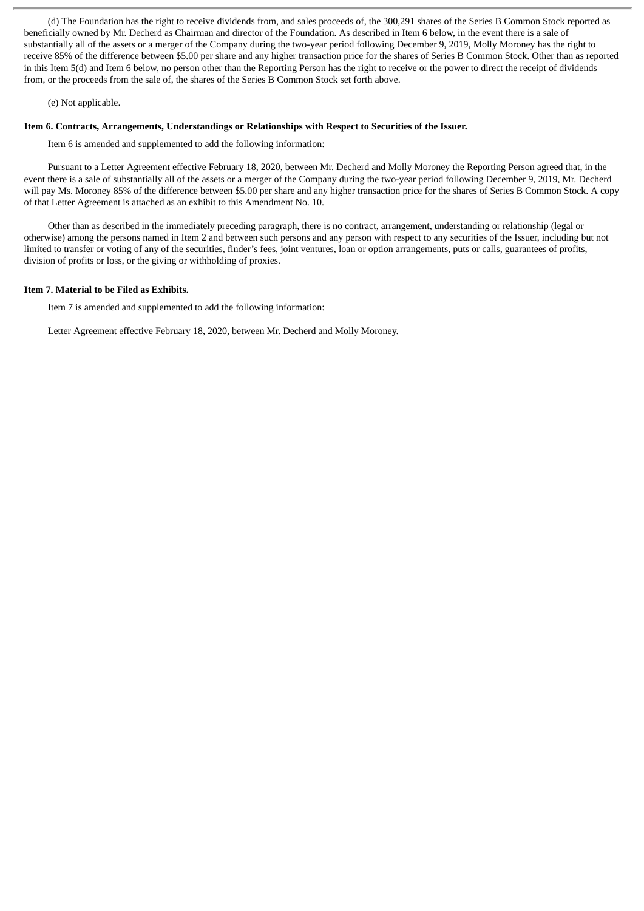(d) The Foundation has the right to receive dividends from, and sales proceeds of, the 300,291 shares of the Series B Common Stock reported as beneficially owned by Mr. Decherd as Chairman and director of the Foundation. As described in Item 6 below, in the event there is a sale of substantially all of the assets or a merger of the Company during the two-year period following December 9, 2019, Molly Moroney has the right to receive 85% of the difference between $5.00 per share and any higher transaction price for the shares of Series B Common Stock. Other than as reported in this Item 5(d) and Item 6 below, no person other than the Reporting Person has the right to receive or the power to direct the receipt of dividends from, or the proceeds from the sale of, the shares of the Series B Common Stock set forth above.

(e) Not applicable.

**Item 6. Contracts, Arrangements, Understandings or Relationships with Respect to Securities of the Issuer.**

Item 6 is amended and supplemented to add the following information:

Pursuant to a Letter Agreement effective February 18, 2020, between Mr. Decherd and Molly Moroney the Reporting Person agreed that, in the event there is a sale of substantially all of the assets or a merger of the Company during the two-year period following December 9, 2019, Mr. Decherd will pay Ms. Moroney 85% of the difference between $5.00 per share and any higher transaction price for the shares of Series B Common Stock. A copy of that Letter Agreement is attached as an exhibit to this Amendment No. 10.

Other than as described in the immediately preceding paragraph, there is no contract, arrangement, understanding or relationship (legal or otherwise) among the persons named in Item 2 and between such persons and any person with respect to any securities of the Issuer, including but not limited to transfer or voting of any of the securities, finder's fees, joint ventures, loan or option arrangements, puts or calls, guarantees of profits, division of profits or loss, or the giving or withholding of proxies.

**Item 7. Material to be Filed as Exhibits.**

Item 7 is amended and supplemented to add the following information:

Letter Agreement effective February 18, 2020, between Mr. Decherd and Molly Moroney.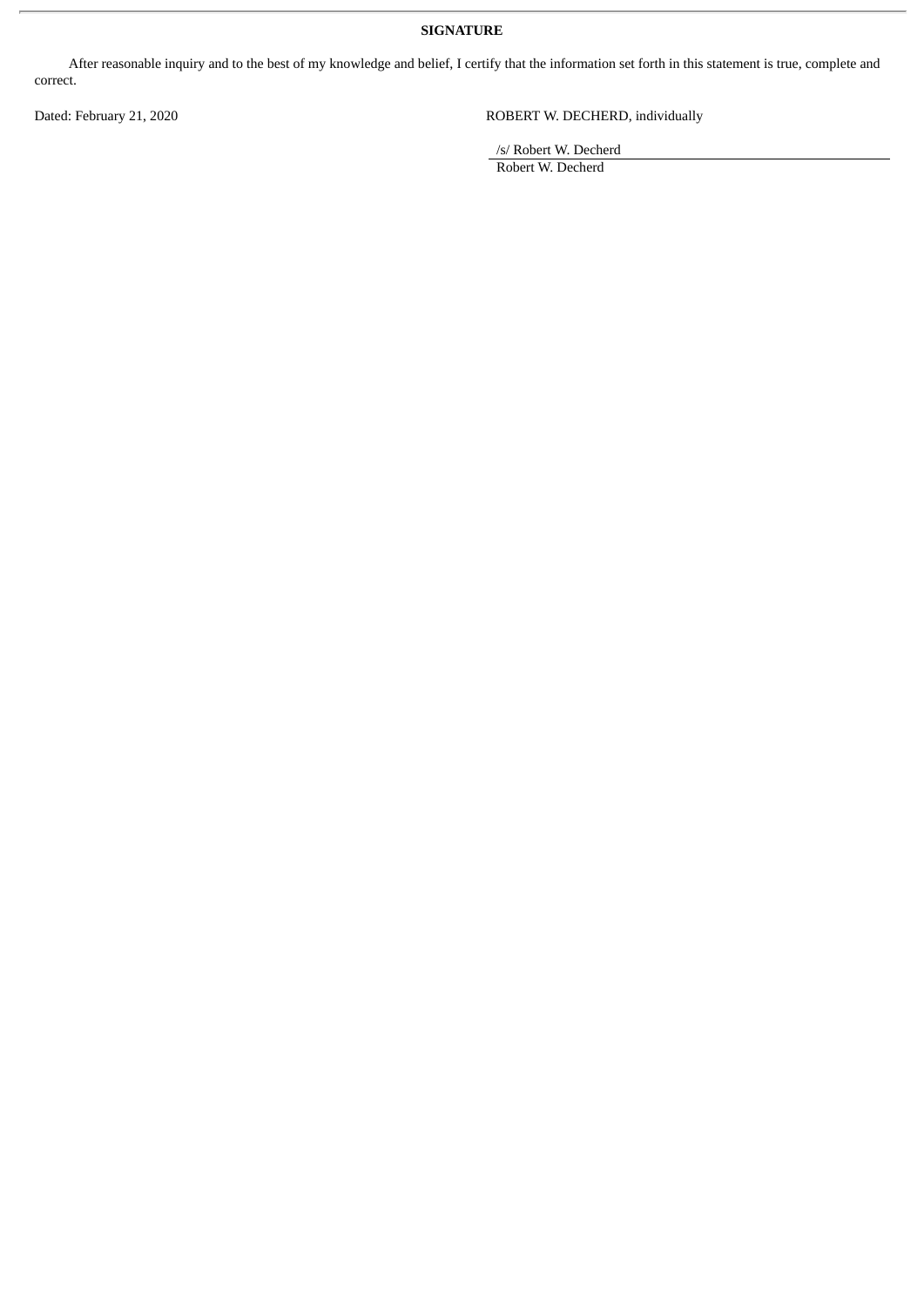**SIGNATURE**

After reasonable inquiry and to the best of my knowledge and belief, I certify that the information set forth in this statement is true, complete and correct.

Dated: February 21, 2020

ROBERT W. DECHERD, individually

/s/ Robert W. Decherd

Robert W. Decherd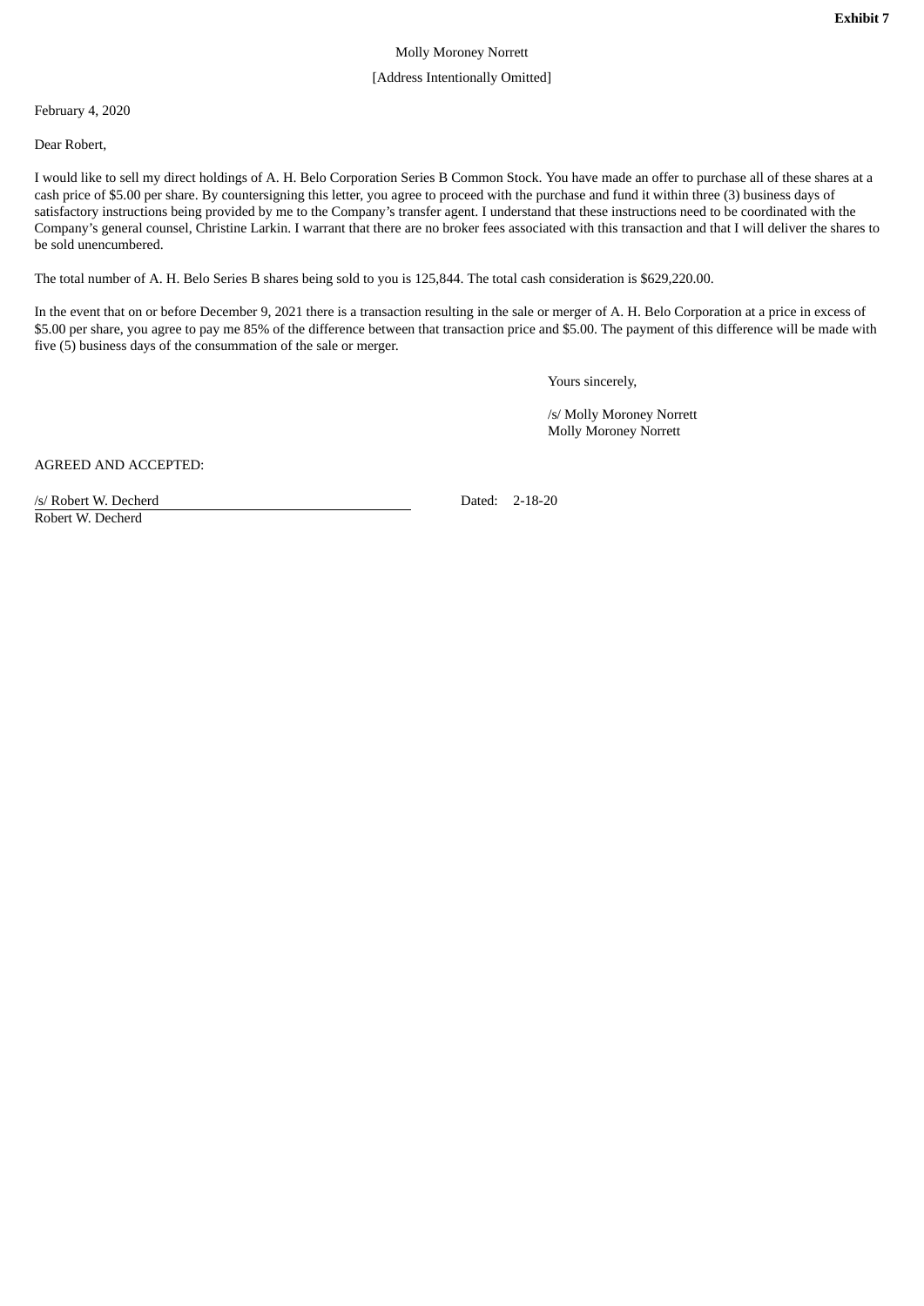**Exhibit 7**

Molly Moroney Norrett

[Address Intentionally Omitted]

February 4, 2020

Dear Robert,

I would like to sell my direct holdings of A. H. Belo Corporation Series B Common Stock. You have made an offer to purchase all of these shares at a cash price of $5.00 per share. By countersigning this letter, you agree to proceed with the purchase and fund it within three (3) business days of satisfactory instructions being provided by me to the Company's transfer agent. I understand that these instructions need to be coordinated with the Company's general counsel, Christine Larkin. I warrant that there are no broker fees associated with this transaction and that I will deliver the shares to be sold unencumbered.

The total number of A. H. Belo Series B shares being sold to you is 125,844. The total cash consideration is $629,220.00.

In the event that on or before December 9, 2021 there is a transaction resulting in the sale or merger of A. H. Belo Corporation at a price in excess of $5.00 per share, you agree to pay me 85% of the difference between that transaction price and $5.00. The payment of this difference will be made with five (5) business days of the consummation of the sale or merger.

Yours sincerely,

/s/ Molly Moroney Norrett
Molly Moroney Norrett

AGREED AND ACCEPTED:

/s/ Robert W. Decherd
Robert W. Decherd

Dated: 2-18-20